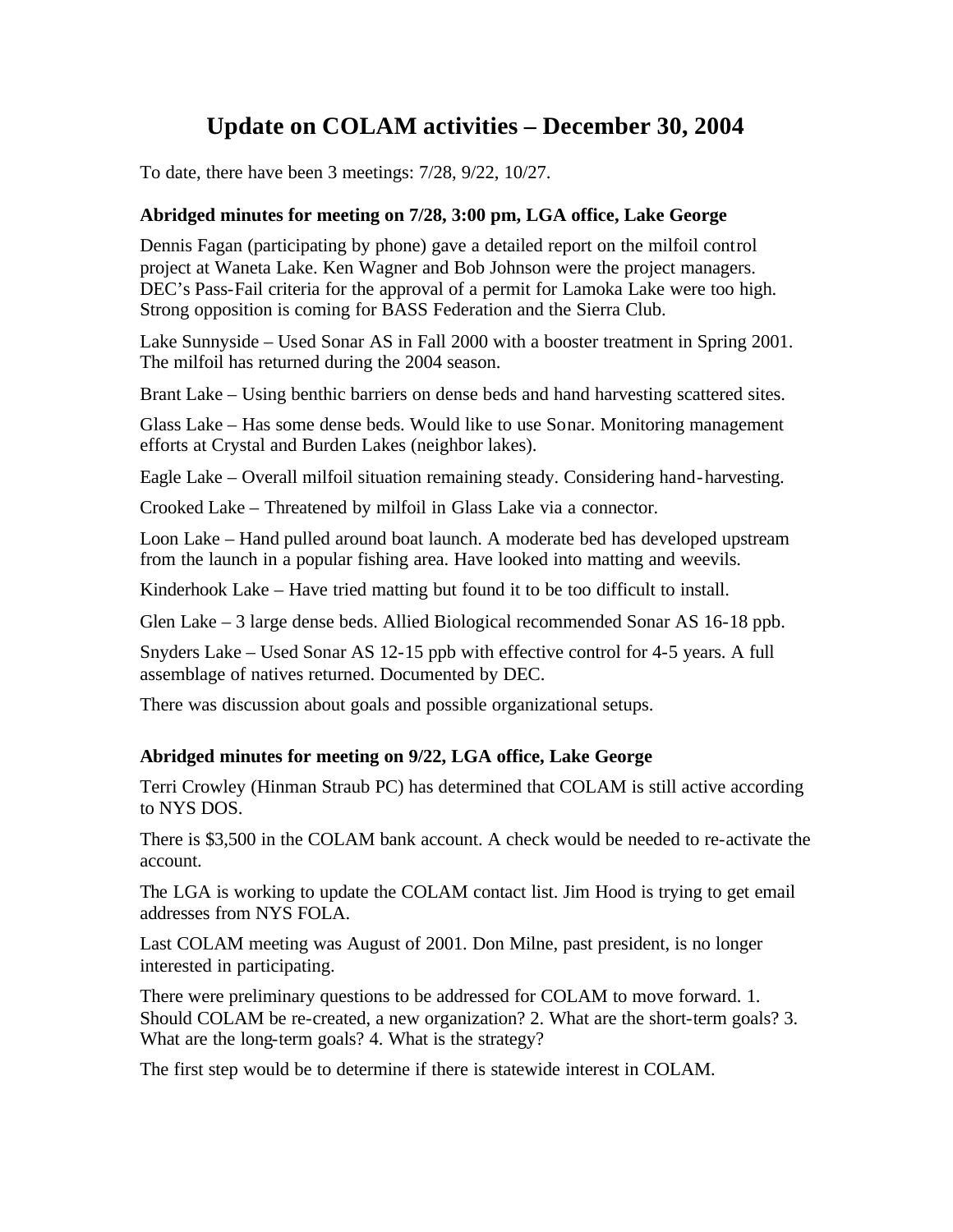# Update on COLAM activities – December 30, 2004

To date, there have been 3 meetings: 7/28, 9/22, 10/27.

### Abridged minutes for meeting on 7/28, 3:00 pm, LGA office, Lake George

Dennis Fagan (participating by phone) gave a detailed report on the milfoil control project at Waneta Lake. Ken Wagner and Bob Johnson were the project managers. DEC's Pass-Fail criteria for the approval of a permit for Lamoka Lake were too high. Strong opposition is coming for BASS Federation and the Sierra Club.

Lake Sunnyside – Used Sonar AS in Fall 2000 with a booster treatment in Spring 2001. The milfoil has returned during the 2004 season.

Brant Lake – Using benthic barriers on dense beds and hand harvesting scattered sites.

Glass Lake – Has some dense beds. Would like to use Sonar. Monitoring management efforts at Crystal and Burden Lakes (neighbor lakes).

Eagle Lake – Overall milfoil situation remaining steady. Considering hand-harvesting.

Crooked Lake – Threatened by milfoil in Glass Lake via a connector.

Loon Lake – Hand pulled around boat launch. A moderate bed has developed upstream from the launch in a popular fishing area. Have looked into matting and weevils.

Kinderhook Lake – Have tried matting but found it to be too difficult to install.

Glen Lake – 3 large dense beds. Allied Biological recommended Sonar AS 16-18 ppb.

Snyders Lake – Used Sonar AS 12-15 ppb with effective control for 4-5 years. A full assemblage of natives returned. Documented by DEC.

There was discussion about goals and possible organizational setups.

### Abridged minutes for meeting on 9/22, LGA office, Lake George

Terri Crowley (Hinman Straub PC) has determined that COLAM is still active according to NYS DOS.

There is $3,500 in the COLAM bank account. A check would be needed to re-activate the account.

The LGA is working to update the COLAM contact list. Jim Hood is trying to get email addresses from NYS FOLA.

Last COLAM meeting was August of 2001. Don Milne, past president, is no longer interested in participating.

There were preliminary questions to be addressed for COLAM to move forward. 1. Should COLAM be re-created, a new organization? 2. What are the short-term goals? 3. What are the long-term goals? 4. What is the strategy?

The first step would be to determine if there is statewide interest in COLAM.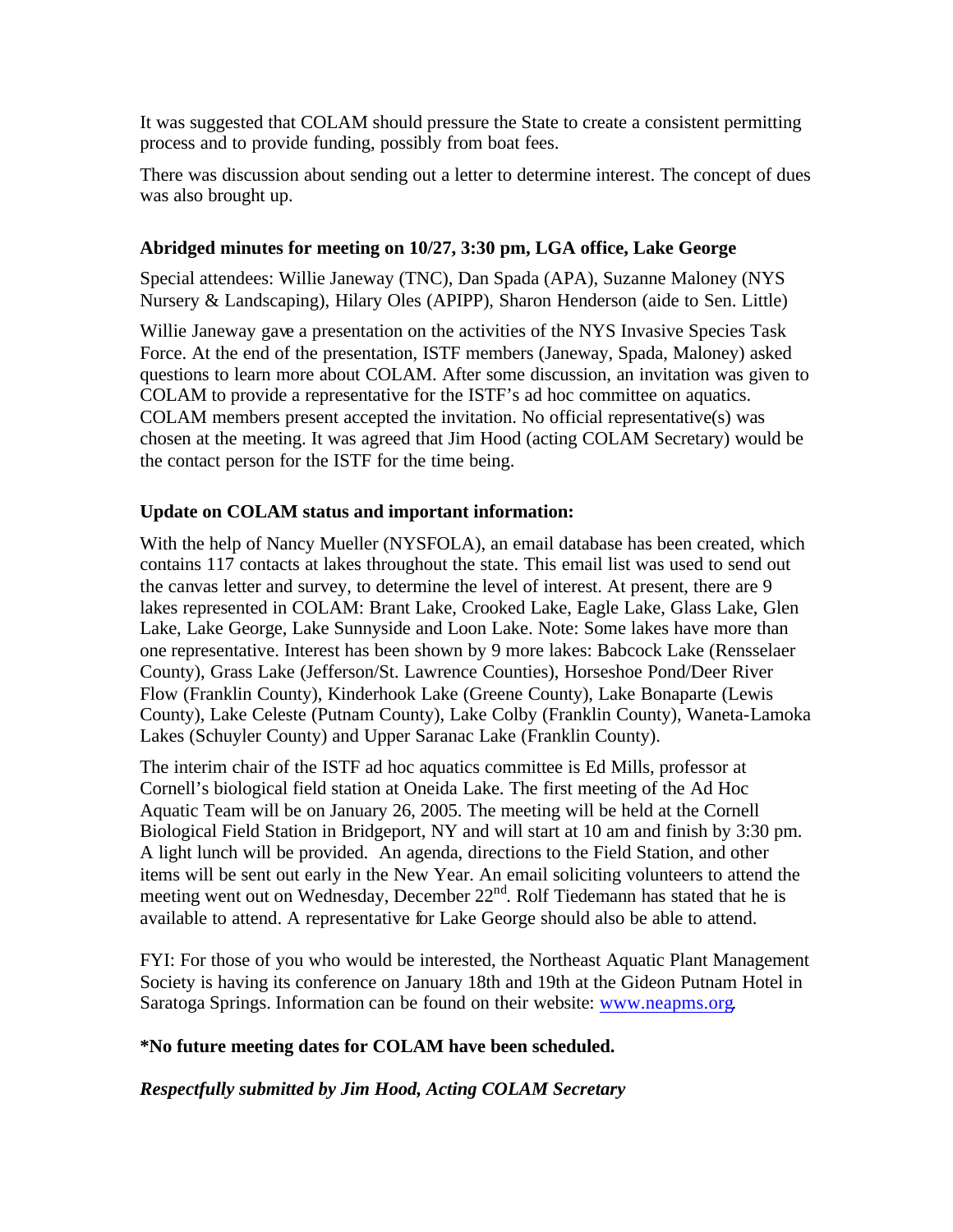It was suggested that COLAM should pressure the State to create a consistent permitting process and to provide funding, possibly from boat fees.

There was discussion about sending out a letter to determine interest. The concept of dues was also brought up.

### Abridged minutes for meeting on 10/27, 3:30 pm, LGA office, Lake George

Special attendees: Willie Janeway (TNC), Dan Spada (APA), Suzanne Maloney (NYS Nursery & Landscaping), Hilary Oles (APIPP), Sharon Henderson (aide to Sen. Little)

Willie Janeway gave a presentation on the activities of the NYS Invasive Species Task Force. At the end of the presentation, ISTF members (Janeway, Spada, Maloney) asked questions to learn more about COLAM. After some discussion, an invitation was given to COLAM to provide a representative for the ISTF's ad hoc committee on aquatics. COLAM members present accepted the invitation. No official representative(s) was chosen at the meeting. It was agreed that Jim Hood (acting COLAM Secretary) would be the contact person for the ISTF for the time being.

### Update on COLAM status and important information:

With the help of Nancy Mueller (NYSFOLA), an email database has been created, which contains 117 contacts at lakes throughout the state. This email list was used to send out the canvas letter and survey, to determine the level of interest. At present, there are 9 lakes represented in COLAM: Brant Lake, Crooked Lake, Eagle Lake, Glass Lake, Glen Lake, Lake George, Lake Sunnyside and Loon Lake. Note: Some lakes have more than one representative. Interest has been shown by 9 more lakes: Babcock Lake (Rensselaer County), Grass Lake (Jefferson/St. Lawrence Counties), Horseshoe Pond/Deer River Flow (Franklin County), Kinderhook Lake (Greene County), Lake Bonaparte (Lewis County), Lake Celeste (Putnam County), Lake Colby (Franklin County), Waneta-Lamoka Lakes (Schuyler County) and Upper Saranac Lake (Franklin County).

The interim chair of the ISTF ad hoc aquatics committee is Ed Mills, professor at Cornell's biological field station at Oneida Lake. The first meeting of the Ad Hoc Aquatic Team will be on January 26, 2005. The meeting will be held at the Cornell Biological Field Station in Bridgeport, NY and will start at 10 am and finish by 3:30 pm. A light lunch will be provided. An agenda, directions to the Field Station, and other items will be sent out early in the New Year. An email soliciting volunteers to attend the meeting went out on Wednesday, December 22nd. Rolf Tiedemann has stated that he is available to attend. A representative for Lake George should also be able to attend.

FYI: For those of you who would be interested, the Northeast Aquatic Plant Management Society is having its conference on January 18th and 19th at the Gideon Putnam Hotel in Saratoga Springs. Information can be found on their website: www.neapms.org.

**\*No future meeting dates for COLAM have been scheduled.**

***Respectfully submitted by Jim Hood, Acting COLAM Secretary***